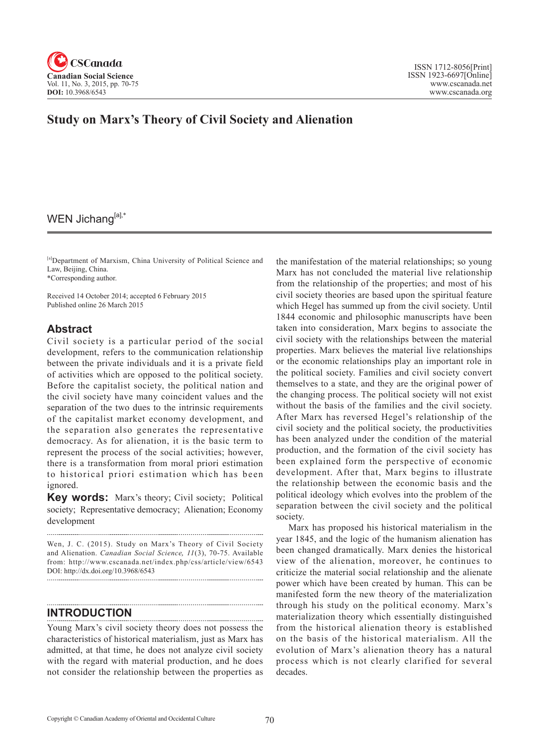# Study on Marx's Theory of Civil Society and Alienation

WEN Jichang[a],*

[a]Department of Marxism, China University of Political Science and Law, Beijing, China.
*Corresponding author.

Received 14 October 2014; accepted 6 February 2015
Published online 26 March 2015

## Abstract

Civil society is a particular period of the social development, refers to the communication relationship between the private individuals and it is a private field of activities which are opposed to the political society. Before the capitalist society, the political nation and the civil society have many coincident values and the separation of the two dues to the intrinsic requirements of the capitalist market economy development, and the separation also generates the representative democracy. As for alienation, it is the basic term to represent the process of the social activities; however, there is a transformation from moral priori estimation to historical priori estimation which has been ignored.

**Key words:** Marx's theory; Civil society; Political society; Representative democracy; Alienation; Economy development

Wen, J. C. (2015). Study on Marx's Theory of Civil Society and Alienation. *Canadian Social Science, 11*(3), 70-75. Available from: http://www.cscanada.net/index.php/css/article/view/6543
DOI: http://dx.doi.org/10.3968/6543

## INTRODUCTION

Young Marx's civil society theory does not possess the characteristics of historical materialism, just as Marx has admitted, at that time, he does not analyze civil society with the regard with material production, and he does not consider the relationship between the properties as the manifestation of the material relationships; so young Marx has not concluded the material live relationship from the relationship of the properties; and most of his civil society theories are based upon the spiritual feature which Hegel has summed up from the civil society. Until 1844 economic and philosophic manuscripts have been taken into consideration, Marx begins to associate the civil society with the relationships between the material properties. Marx believes the material live relationships or the economic relationships play an important role in the political society. Families and civil society convert themselves to a state, and they are the original power of the changing process. The political society will not exist without the basis of the families and the civil society. After Marx has reversed Hegel's relationship of the civil society and the political society, the productivities has been analyzed under the condition of the material production, and the formation of the civil society has been explained form the perspective of economic development. After that, Marx begins to illustrate the relationship between the economic basis and the political ideology which evolves into the problem of the separation between the civil society and the political society.

Marx has proposed his historical materialism in the year 1845, and the logic of the humanism alienation has been changed dramatically. Marx denies the historical view of the alienation, moreover, he continues to criticize the material social relationship and the alienate power which have been created by human. This can be manifested form the new theory of the materialization through his study on the political economy. Marx's materialization theory which essentially distinguished from the historical alienation theory is established on the basis of the historical materialism. All the evolution of Marx's alienation theory has a natural process which is not clearly clarified for several decades.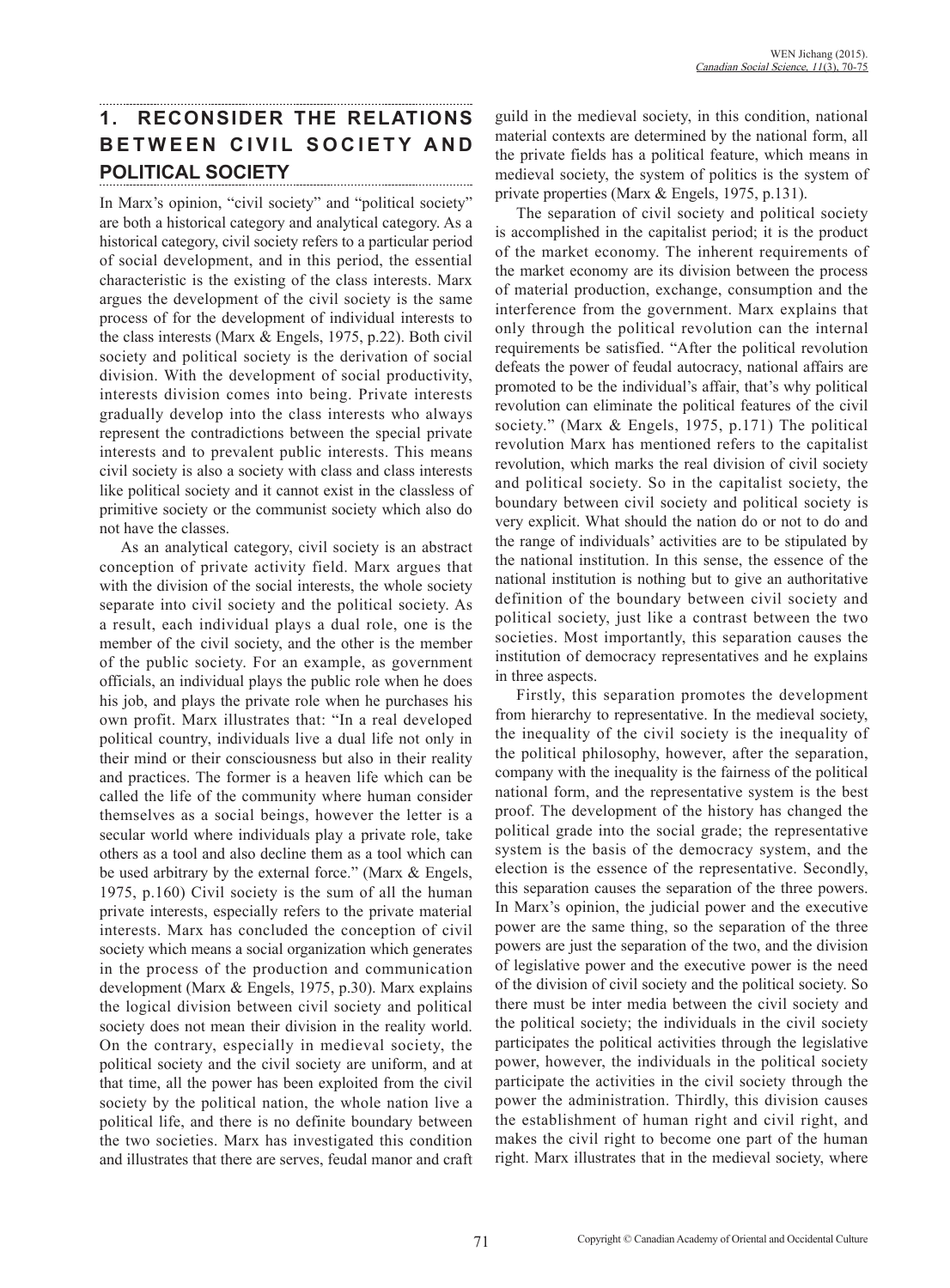## 1. RECONSIDER THE RELATIONS BETWEEN CIVIL SOCIETY AND POLITICAL SOCIETY

In Marx's opinion, "civil society" and "political society" are both a historical category and analytical category. As a historical category, civil society refers to a particular period of social development, and in this period, the essential characteristic is the existing of the class interests. Marx argues the development of the civil society is the same process of for the development of individual interests to the class interests (Marx & Engels, 1975, p.22). Both civil society and political society is the derivation of social division. With the development of social productivity, interests division comes into being. Private interests gradually develop into the class interests who always represent the contradictions between the special private interests and to prevalent public interests. This means civil society is also a society with class and class interests like political society and it cannot exist in the classless of primitive society or the communist society which also do not have the classes.

As an analytical category, civil society is an abstract conception of private activity field. Marx argues that with the division of the social interests, the whole society separate into civil society and the political society. As a result, each individual plays a dual role, one is the member of the civil society, and the other is the member of the public society. For an example, as government officials, an individual plays the public role when he does his job, and plays the private role when he purchases his own profit. Marx illustrates that: "In a real developed political country, individuals live a dual life not only in their mind or their consciousness but also in their reality and practices. The former is a heaven life which can be called the life of the community where human consider themselves as a social beings, however the letter is a secular world where individuals play a private role, take others as a tool and also decline them as a tool which can be used arbitrary by the external force." (Marx & Engels, 1975, p.160) Civil society is the sum of all the human private interests, especially refers to the private material interests. Marx has concluded the conception of civil society which means a social organization which generates in the process of the production and communication development (Marx & Engels, 1975, p.30). Marx explains the logical division between civil society and political society does not mean their division in the reality world. On the contrary, especially in medieval society, the political society and the civil society are uniform, and at that time, all the power has been exploited from the civil society by the political nation, the whole nation live a political life, and there is no definite boundary between the two societies. Marx has investigated this condition and illustrates that there are serves, feudal manor and craft guild in the medieval society, in this condition, national material contexts are determined by the national form, all the private fields has a political feature, which means in medieval society, the system of politics is the system of private properties (Marx & Engels, 1975, p.131).

The separation of civil society and political society is accomplished in the capitalist period; it is the product of the market economy. The inherent requirements of the market economy are its division between the process of material production, exchange, consumption and the interference from the government. Marx explains that only through the political revolution can the internal requirements be satisfied. "After the political revolution defeats the power of feudal autocracy, national affairs are promoted to be the individual's affair, that's why political revolution can eliminate the political features of the civil society." (Marx & Engels, 1975, p.171) The political revolution Marx has mentioned refers to the capitalist revolution, which marks the real division of civil society and political society. So in the capitalist society, the boundary between civil society and political society is very explicit. What should the nation do or not to do and the range of individuals' activities are to be stipulated by the national institution. In this sense, the essence of the national institution is nothing but to give an authoritative definition of the boundary between civil society and political society, just like a contrast between the two societies. Most importantly, this separation causes the institution of democracy representatives and he explains in three aspects.

Firstly, this separation promotes the development from hierarchy to representative. In the medieval society, the inequality of the civil society is the inequality of the political philosophy, however, after the separation, company with the inequality is the fairness of the political national form, and the representative system is the best proof. The development of the history has changed the political grade into the social grade; the representative system is the basis of the democracy system, and the election is the essence of the representative. Secondly, this separation causes the separation of the three powers. In Marx's opinion, the judicial power and the executive power are the same thing, so the separation of the three powers are just the separation of the two, and the division of legislative power and the executive power is the need of the division of civil society and the political society. So there must be inter media between the civil society and the political society; the individuals in the civil society participates the political activities through the legislative power, however, the individuals in the political society participate the activities in the civil society through the power the administration. Thirdly, this division causes the establishment of human right and civil right, and makes the civil right to become one part of the human right. Marx illustrates that in the medieval society, where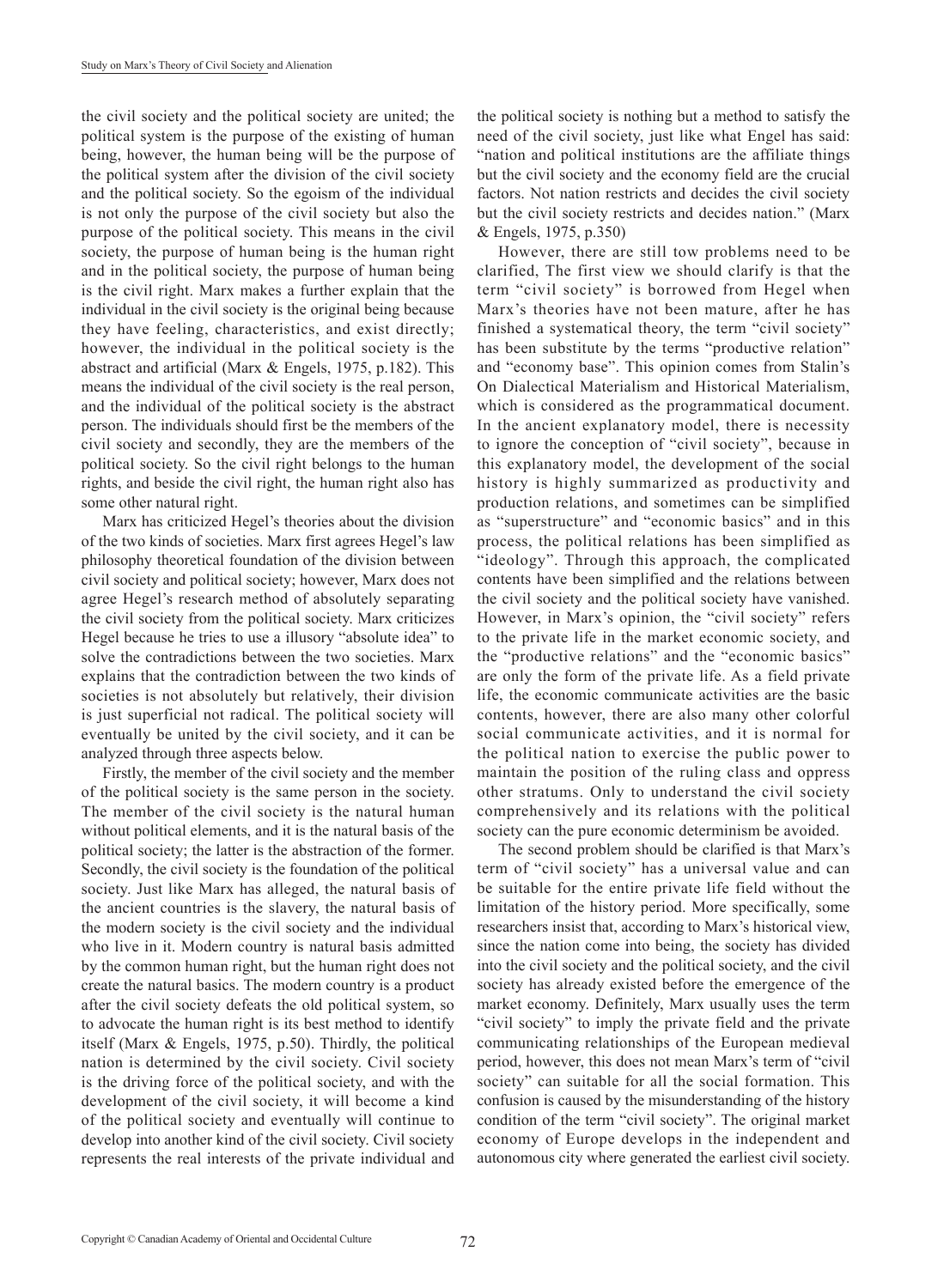the civil society and the political society are united; the political system is the purpose of the existing of human being, however, the human being will be the purpose of the political system after the division of the civil society and the political society. So the egoism of the individual is not only the purpose of the civil society but also the purpose of the political society. This means in the civil society, the purpose of human being is the human right and in the political society, the purpose of human being is the civil right. Marx makes a further explain that the individual in the civil society is the original being because they have feeling, characteristics, and exist directly; however, the individual in the political society is the abstract and artificial (Marx & Engels, 1975, p.182). This means the individual of the civil society is the real person, and the individual of the political society is the abstract person. The individuals should first be the members of the civil society and secondly, they are the members of the political society. So the civil right belongs to the human rights, and beside the civil right, the human right also has some other natural right.

Marx has criticized Hegel's theories about the division of the two kinds of societies. Marx first agrees Hegel's law philosophy theoretical foundation of the division between civil society and political society; however, Marx does not agree Hegel's research method of absolutely separating the civil society from the political society. Marx criticizes Hegel because he tries to use a illusory "absolute idea" to solve the contradictions between the two societies. Marx explains that the contradiction between the two kinds of societies is not absolutely but relatively, their division is just superficial not radical. The political society will eventually be united by the civil society, and it can be analyzed through three aspects below.

Firstly, the member of the civil society and the member of the political society is the same person in the society. The member of the civil society is the natural human without political elements, and it is the natural basis of the political society; the latter is the abstraction of the former. Secondly, the civil society is the foundation of the political society. Just like Marx has alleged, the natural basis of the ancient countries is the slavery, the natural basis of the modern society is the civil society and the individual who live in it. Modern country is natural basis admitted by the common human right, but the human right does not create the natural basics. The modern country is a product after the civil society defeats the old political system, so to advocate the human right is its best method to identify itself (Marx & Engels, 1975, p.50). Thirdly, the political nation is determined by the civil society. Civil society is the driving force of the political society, and with the development of the civil society, it will become a kind of the political society and eventually will continue to develop into another kind of the civil society. Civil society represents the real interests of the private individual and the political society is nothing but a method to satisfy the need of the civil society, just like what Engel has said: "nation and political institutions are the affiliate things but the civil society and the economy field are the crucial factors. Not nation restricts and decides the civil society but the civil society restricts and decides nation." (Marx & Engels, 1975, p.350)

However, there are still tow problems need to be clarified, The first view we should clarify is that the term "civil society" is borrowed from Hegel when Marx's theories have not been mature, after he has finished a systematical theory, the term "civil society" has been substitute by the terms "productive relation" and "economy base". This opinion comes from Stalin's On Dialectical Materialism and Historical Materialism, which is considered as the programmatical document. In the ancient explanatory model, there is necessity to ignore the conception of "civil society", because in this explanatory model, the development of the social history is highly summarized as productivity and production relations, and sometimes can be simplified as "superstructure" and "economic basics" and in this process, the political relations has been simplified as "ideology". Through this approach, the complicated contents have been simplified and the relations between the civil society and the political society have vanished. However, in Marx's opinion, the "civil society" refers to the private life in the market economic society, and the "productive relations" and the "economic basics" are only the form of the private life. As a field private life, the economic communicate activities are the basic contents, however, there are also many other colorful social communicate activities, and it is normal for the political nation to exercise the public power to maintain the position of the ruling class and oppress other stratums. Only to understand the civil society comprehensively and its relations with the political society can the pure economic determinism be avoided.

The second problem should be clarified is that Marx's term of "civil society" has a universal value and can be suitable for the entire private life field without the limitation of the history period. More specifically, some researchers insist that, according to Marx's historical view, since the nation come into being, the society has divided into the civil society and the political society, and the civil society has already existed before the emergence of the market economy. Definitely, Marx usually uses the term "civil society" to imply the private field and the private communicating relationships of the European medieval period, however, this does not mean Marx's term of "civil society" can suitable for all the social formation. This confusion is caused by the misunderstanding of the history condition of the term "civil society". The original market economy of Europe develops in the independent and autonomous city where generated the earliest civil society.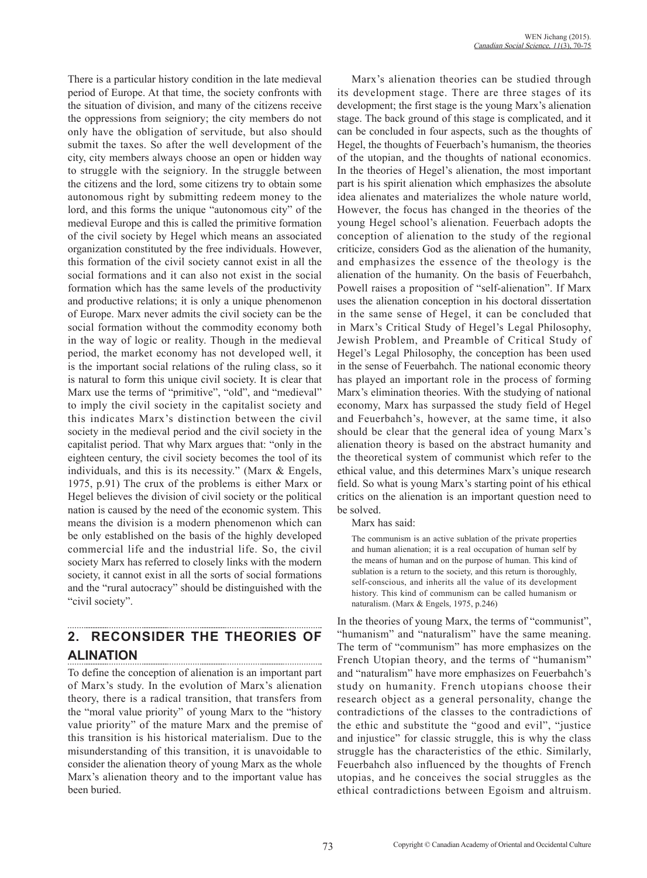There is a particular history condition in the late medieval period of Europe. At that time, the society confronts with the situation of division, and many of the citizens receive the oppressions from seigniory; the city members do not only have the obligation of servitude, but also should submit the taxes. So after the well development of the city, city members always choose an open or hidden way to struggle with the seigniory. In the struggle between the citizens and the lord, some citizens try to obtain some autonomous right by submitting redeem money to the lord, and this forms the unique "autonomous city" of the medieval Europe and this is called the primitive formation of the civil society by Hegel which means an associated organization constituted by the free individuals. However, this formation of the civil society cannot exist in all the social formations and it can also not exist in the social formation which has the same levels of the productivity and productive relations; it is only a unique phenomenon of Europe. Marx never admits the civil society can be the social formation without the commodity economy both in the way of logic or reality. Though in the medieval period, the market economy has not developed well, it is the important social relations of the ruling class, so it is natural to form this unique civil society. It is clear that Marx use the terms of "primitive", "old", and "medieval" to imply the civil society in the capitalist society and this indicates Marx's distinction between the civil society in the medieval period and the civil society in the capitalist period. That why Marx argues that: "only in the eighteen century, the civil society becomes the tool of its individuals, and this is its necessity." (Marx & Engels, 1975, p.91) The crux of the problems is either Marx or Hegel believes the division of civil society or the political nation is caused by the need of the economic system. This means the division is a modern phenomenon which can be only established on the basis of the highly developed commercial life and the industrial life. So, the civil society Marx has referred to closely links with the modern society, it cannot exist in all the sorts of social formations and the "rural autocracy" should be distinguished with the "civil society".

## 2. RECONSIDER THE THEORIES OF ALINATION

To define the conception of alienation is an important part of Marx's study. In the evolution of Marx's alienation theory, there is a radical transition, that transfers from the "moral value priority" of young Marx to the "history value priority" of the mature Marx and the premise of this transition is his historical materialism. Due to the misunderstanding of this transition, it is unavoidable to consider the alienation theory of young Marx as the whole Marx's alienation theory and to the important value has been buried.

Marx's alienation theories can be studied through its development stage. There are three stages of its development; the first stage is the young Marx's alienation stage. The back ground of this stage is complicated, and it can be concluded in four aspects, such as the thoughts of Hegel, the thoughts of Feuerbach's humanism, the theories of the utopian, and the thoughts of national economics. In the theories of Hegel's alienation, the most important part is his spirit alienation which emphasizes the absolute idea alienates and materializes the whole nature world, However, the focus has changed in the theories of the young Hegel school's alienation. Feuerbach adopts the conception of alienation to the study of the regional criticize, considers God as the alienation of the humanity, and emphasizes the essence of the theology is the alienation of the humanity. On the basis of Feuerbahch, Powell raises a proposition of "self-alienation". If Marx uses the alienation conception in his doctoral dissertation in the same sense of Hegel, it can be concluded that in Marx's Critical Study of Hegel's Legal Philosophy, Jewish Problem, and Preamble of Critical Study of Hegel's Legal Philosophy, the conception has been used in the sense of Feuerbahch. The national economic theory has played an important role in the process of forming Marx's elimination theories. With the studying of national economy, Marx has surpassed the study field of Hegel and Feuerbahch's, however, at the same time, it also should be clear that the general idea of young Marx's alienation theory is based on the abstract humanity and the theoretical system of communist which refer to the ethical value, and this determines Marx's unique research field. So what is young Marx's starting point of his ethical critics on the alienation is an important question need to be solved.

Marx has said:

> The communism is an active sublation of the private properties and human alienation; it is a real occupation of human self by the means of human and on the purpose of human. This kind of sublation is a return to the society, and this return is thoroughly, self-conscious, and inherits all the value of its development history. This kind of communism can be called humanism or naturalism. (Marx & Engels, 1975, p.246)

In the theories of young Marx, the terms of "communist", "humanism" and "naturalism" have the same meaning. The term of "communism" has more emphasizes on the French Utopian theory, and the terms of "humanism" and "naturalism" have more emphasizes on Feuerbahch's study on humanity. French utopians choose their research object as a general personality, change the contradictions of the classes to the contradictions of the ethic and substitute the "good and evil", "justice and injustice" for classic struggle, this is why the class struggle has the characteristics of the ethic. Similarly, Feuerbahch also influenced by the thoughts of French utopias, and he conceives the social struggles as the ethical contradictions between Egoism and altruism.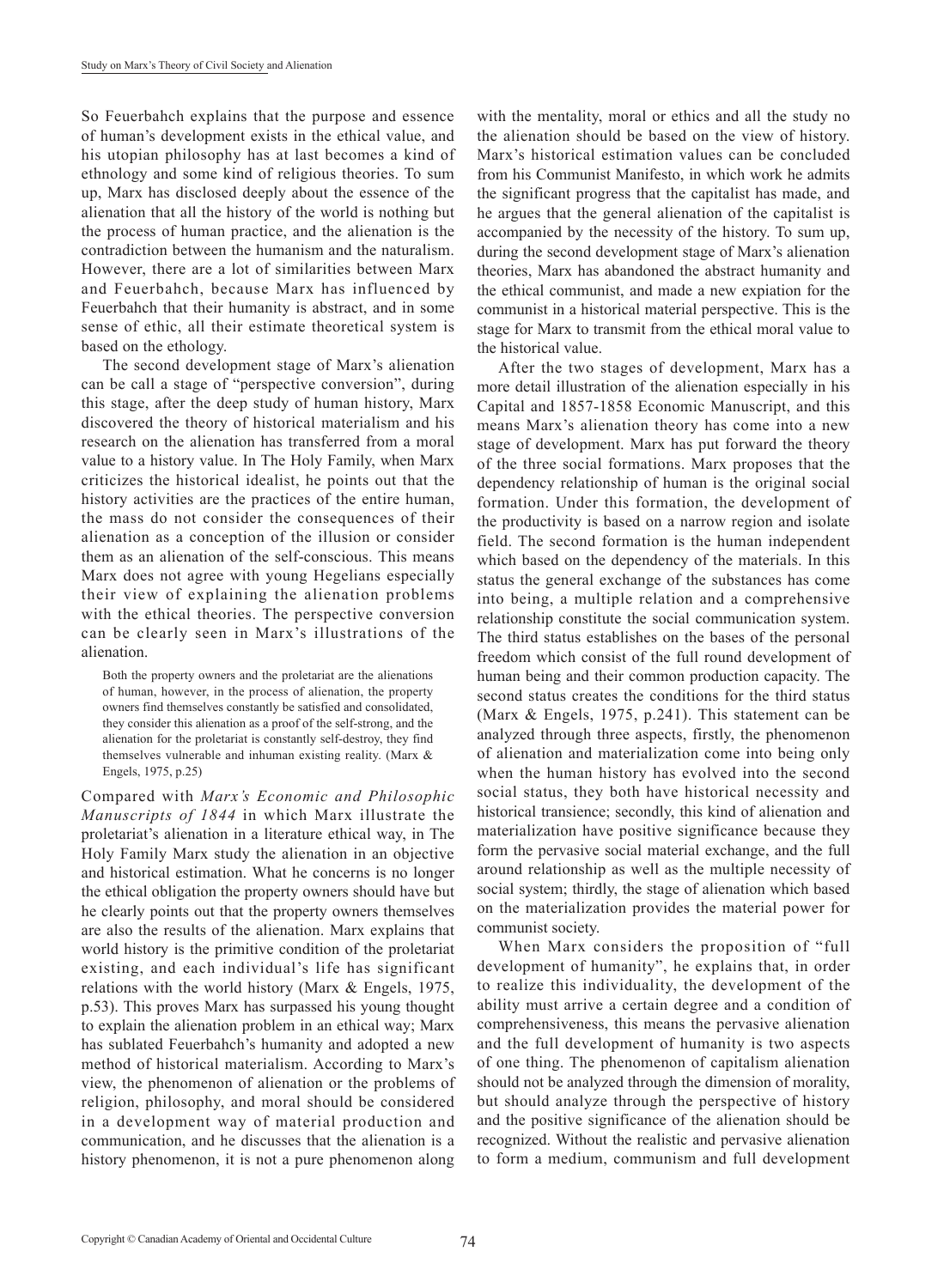So Feuerbahch explains that the purpose and essence of human's development exists in the ethical value, and his utopian philosophy has at last becomes a kind of ethnology and some kind of religious theories. To sum up, Marx has disclosed deeply about the essence of the alienation that all the history of the world is nothing but the process of human practice, and the alienation is the contradiction between the humanism and the naturalism. However, there are a lot of similarities between Marx and Feuerbahch, because Marx has influenced by Feuerbahch that their humanity is abstract, and in some sense of ethic, all their estimate theoretical system is based on the ethology.

The second development stage of Marx's alienation can be call a stage of "perspective conversion", during this stage, after the deep study of human history, Marx discovered the theory of historical materialism and his research on the alienation has transferred from a moral value to a history value. In The Holy Family, when Marx criticizes the historical idealist, he points out that the history activities are the practices of the entire human, the mass do not consider the consequences of their alienation as a conception of the illusion or consider them as an alienation of the self-conscious. This means Marx does not agree with young Hegelians especially their view of explaining the alienation problems with the ethical theories. The perspective conversion can be clearly seen in Marx's illustrations of the alienation.

> Both the property owners and the proletariat are the alienations of human, however, in the process of alienation, the property owners find themselves constantly be satisfied and consolidated, they consider this alienation as a proof of the self-strong, and the alienation for the proletariat is constantly self-destroy, they find themselves vulnerable and inhuman existing reality. (Marx & Engels, 1975, p.25)

Compared with *Marx's Economic and Philosophic Manuscripts of 1844* in which Marx illustrate the proletariat's alienation in a literature ethical way, in The Holy Family Marx study the alienation in an objective and historical estimation. What he concerns is no longer the ethical obligation the property owners should have but he clearly points out that the property owners themselves are also the results of the alienation. Marx explains that world history is the primitive condition of the proletariat existing, and each individual's life has significant relations with the world history (Marx & Engels, 1975, p.53). This proves Marx has surpassed his young thought to explain the alienation problem in an ethical way; Marx has sublated Feuerbahch's humanity and adopted a new method of historical materialism. According to Marx's view, the phenomenon of alienation or the problems of religion, philosophy, and moral should be considered in a development way of material production and communication, and he discusses that the alienation is a history phenomenon, it is not a pure phenomenon along with the mentality, moral or ethics and all the study no the alienation should be based on the view of history. Marx's historical estimation values can be concluded from his Communist Manifesto, in which work he admits the significant progress that the capitalist has made, and he argues that the general alienation of the capitalist is accompanied by the necessity of the history. To sum up, during the second development stage of Marx's alienation theories, Marx has abandoned the abstract humanity and the ethical communist, and made a new expiation for the communist in a historical material perspective. This is the stage for Marx to transmit from the ethical moral value to the historical value.

After the two stages of development, Marx has a more detail illustration of the alienation especially in his Capital and 1857-1858 Economic Manuscript, and this means Marx's alienation theory has come into a new stage of development. Marx has put forward the theory of the three social formations. Marx proposes that the dependency relationship of human is the original social formation. Under this formation, the development of the productivity is based on a narrow region and isolate field. The second formation is the human independent which based on the dependency of the materials. In this status the general exchange of the substances has come into being, a multiple relation and a comprehensive relationship constitute the social communication system. The third status establishes on the bases of the personal freedom which consist of the full round development of human being and their common production capacity. The second status creates the conditions for the third status (Marx & Engels, 1975, p.241). This statement can be analyzed through three aspects, firstly, the phenomenon of alienation and materialization come into being only when the human history has evolved into the second social status, they both have historical necessity and historical transience; secondly, this kind of alienation and materialization have positive significance because they form the pervasive social material exchange, and the full around relationship as well as the multiple necessity of social system; thirdly, the stage of alienation which based on the materialization provides the material power for communist society.

When Marx considers the proposition of "full development of humanity", he explains that, in order to realize this individuality, the development of the ability must arrive a certain degree and a condition of comprehensiveness, this means the pervasive alienation and the full development of humanity is two aspects of one thing. The phenomenon of capitalism alienation should not be analyzed through the dimension of morality, but should analyze through the perspective of history and the positive significance of the alienation should be recognized. Without the realistic and pervasive alienation to form a medium, communism and full development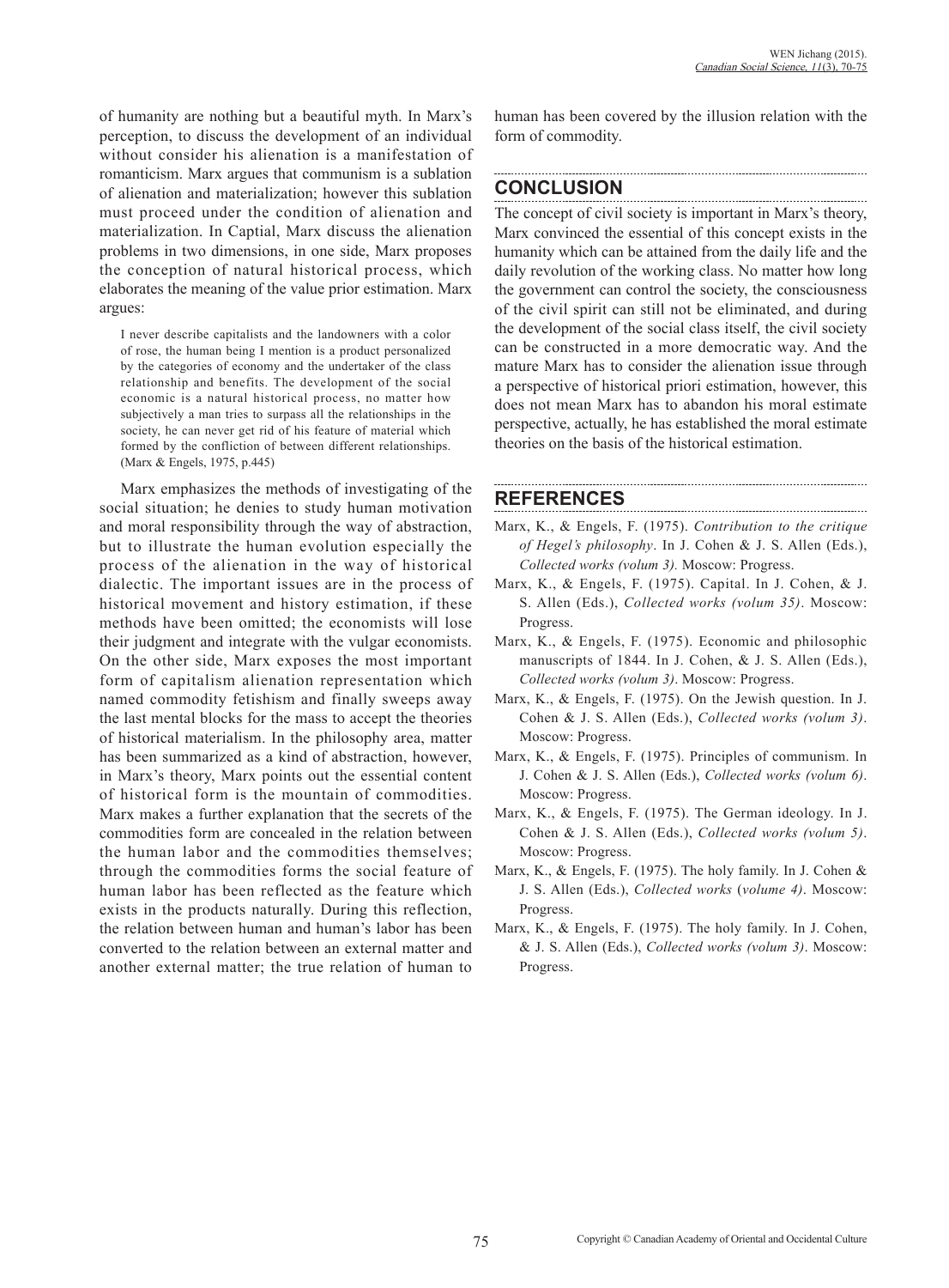of humanity are nothing but a beautiful myth. In Marx's perception, to discuss the development of an individual without consider his alienation is a manifestation of romanticism. Marx argues that communism is a sublation of alienation and materialization; however this sublation must proceed under the condition of alienation and materialization. In Captial, Marx discuss the alienation problems in two dimensions, in one side, Marx proposes the conception of natural historical process, which elaborates the meaning of the value prior estimation. Marx argues:

> I never describe capitalists and the landowners with a color of rose, the human being I mention is a product personalized by the categories of economy and the undertaker of the class relationship and benefits. The development of the social economic is a natural historical process, no matter how subjectively a man tries to surpass all the relationships in the society, he can never get rid of his feature of material which formed by the confliction of between different relationships. (Marx & Engels, 1975, p.445)

Marx emphasizes the methods of investigating of the social situation; he denies to study human motivation and moral responsibility through the way of abstraction, but to illustrate the human evolution especially the process of the alienation in the way of historical dialectic. The important issues are in the process of historical movement and history estimation, if these methods have been omitted; the economists will lose their judgment and integrate with the vulgar economists. On the other side, Marx exposes the most important form of capitalism alienation representation which named commodity fetishism and finally sweeps away the last mental blocks for the mass to accept the theories of historical materialism. In the philosophy area, matter has been summarized as a kind of abstraction, however, in Marx's theory, Marx points out the essential content of historical form is the mountain of commodities. Marx makes a further explanation that the secrets of the commodities form are concealed in the relation between the human labor and the commodities themselves; through the commodities forms the social feature of human labor has been reflected as the feature which exists in the products naturally. During this reflection, the relation between human and human's labor has been converted to the relation between an external matter and another external matter; the true relation of human to human has been covered by the illusion relation with the form of commodity.

## CONCLUSION

The concept of civil society is important in Marx's theory, Marx convinced the essential of this concept exists in the humanity which can be attained from the daily life and the daily revolution of the working class. No matter how long the government can control the society, the consciousness of the civil spirit can still not be eliminated, and during the development of the social class itself, the civil society can be constructed in a more democratic way. And the mature Marx has to consider the alienation issue through a perspective of historical priori estimation, however, this does not mean Marx has to abandon his moral estimate perspective, actually, he has established the moral estimate theories on the basis of the historical estimation.

## REFERENCES

Marx, K., & Engels, F. (1975). *Contribution to the critique of Hegel's philosophy*. In J. Cohen & J. S. Allen (Eds.), *Collected works (volum 3).* Moscow: Progress.

Marx, K., & Engels, F. (1975). Capital. In J. Cohen, & J. S. Allen (Eds.), *Collected works (volum 35)*. Moscow: Progress.

Marx, K., & Engels, F. (1975). Economic and philosophic manuscripts of 1844. In J. Cohen, & J. S. Allen (Eds.), *Collected works (volum 3)*. Moscow: Progress.

Marx, K., & Engels, F. (1975). On the Jewish question. In J. Cohen & J. S. Allen (Eds.), *Collected works (volum 3)*. Moscow: Progress.

Marx, K., & Engels, F. (1975). Principles of communism. In J. Cohen & J. S. Allen (Eds.), *Collected works (volum 6)*. Moscow: Progress.

Marx, K., & Engels, F. (1975). The German ideology. In J. Cohen & J. S. Allen (Eds.), *Collected works (volum 5)*. Moscow: Progress.

Marx, K., & Engels, F. (1975). The holy family. In J. Cohen & J. S. Allen (Eds.), *Collected works* (*volume 4)*. Moscow: Progress.

Marx, K., & Engels, F. (1975). The holy family. In J. Cohen, & J. S. Allen (Eds.), *Collected works (volum 3)*. Moscow: Progress.